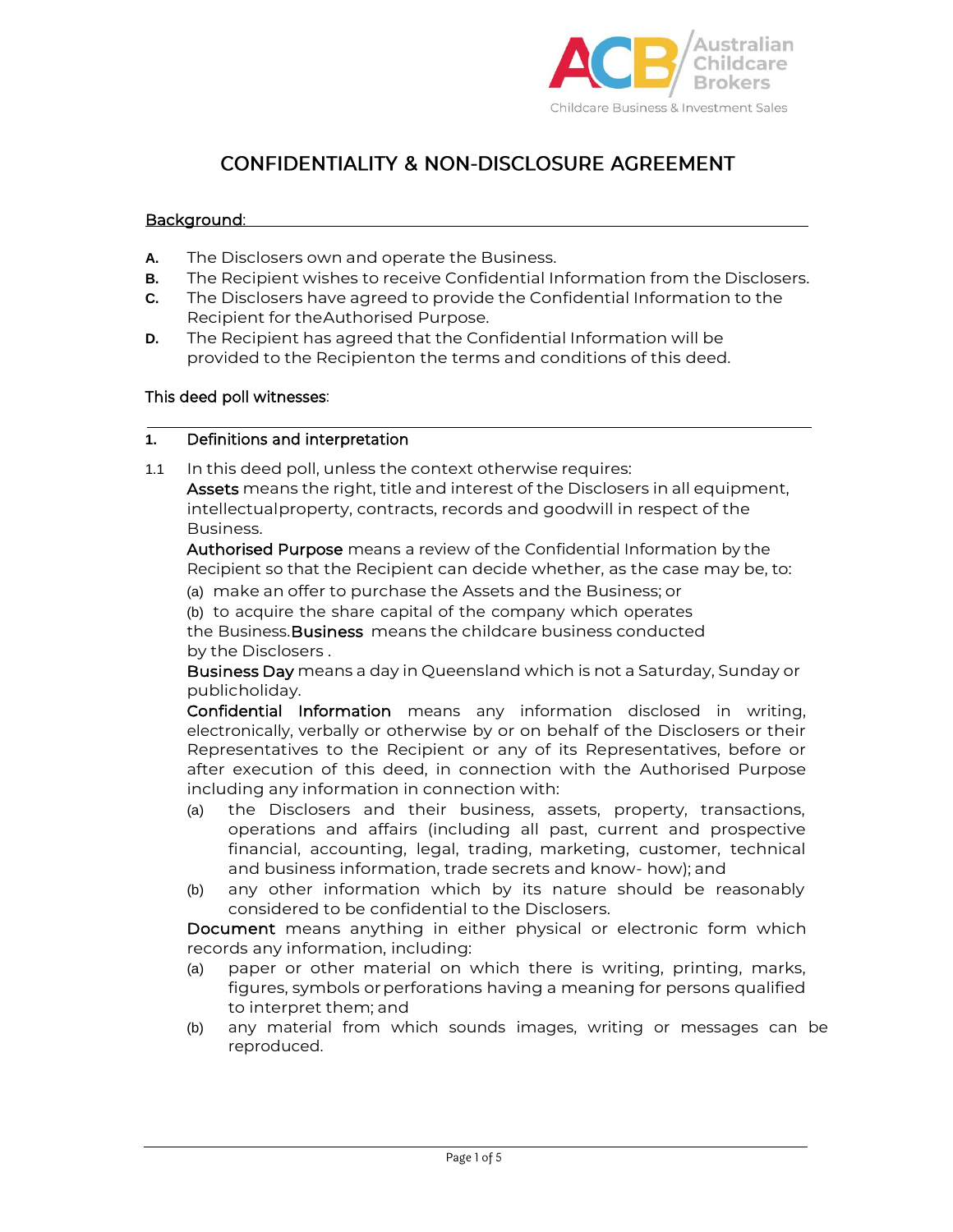Australian Childcare Brokers

Childcare Business & Investment Sales

# CONFIDENTIALITY & NON-DISCLOSURE AGREEMENT

**Background:**

**A.** The Disclosers own and operate the Business.

**B.** The Recipient wishes to receive Confidential Information from the Disclosers.

**C.** The Disclosers have agreed to provide the Confidential Information to the Recipient for theAuthorised Purpose.

**D.** The Recipient has agreed that the Confidential Information will be provided to the Recipienton the terms and conditions of this deed.

**This deed poll witnesses:**

## 1. Definitions and interpretation

1.1 In this deed poll, unless the context otherwise requires:

**Assets** means the right, title and interest of the Disclosers in all equipment, intellectualproperty, contracts, records and goodwill in respect of the Business.

**Authorised Purpose** means a review of the Confidential Information by the Recipient so that the Recipient can decide whether, as the case may be, to:

(a) make an offer to purchase the Assets and the Business; or

(b) to acquire the share capital of the company which operates the Business.

**Business** means the childcare business conducted by the Disclosers .

**Business Day** means a day in Queensland which is not a Saturday, Sunday or publicholiday.

**Confidential Information** means any information disclosed in writing, electronically, verbally or otherwise by or on behalf of the Disclosers or their Representatives to the Recipient or any of its Representatives, before or after execution of this deed, in connection with the Authorised Purpose including any information in connection with:

(a) the Disclosers and their business, assets, property, transactions, operations and affairs (including all past, current and prospective financial, accounting, legal, trading, marketing, customer, technical and business information, trade secrets and know- how); and

(b) any other information which by its nature should be reasonably considered to be confidential to the Disclosers.

**Document** means anything in either physical or electronic form which records any information, including:

(a) paper or other material on which there is writing, printing, marks, figures, symbols or perforations having a meaning for persons qualified to interpret them; and

(b) any material from which sounds images, writing or messages can be reproduced.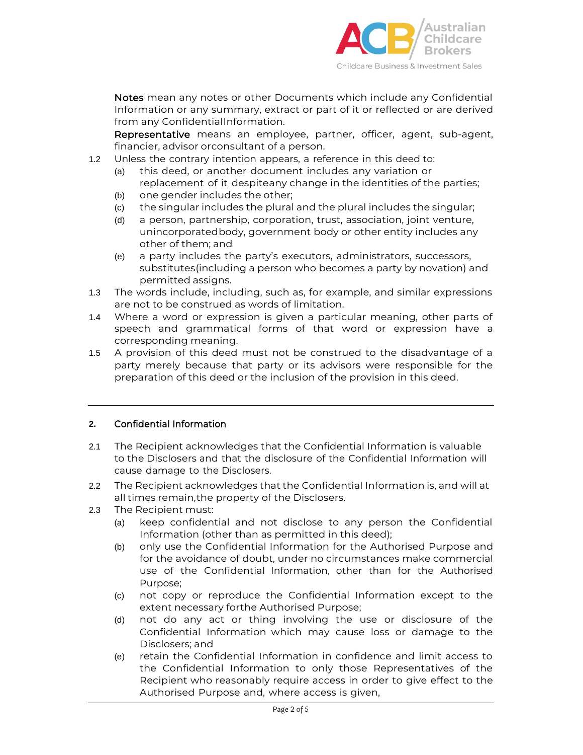**Notes** mean any notes or other Documents which include any Confidential Information or any summary, extract or part of it or reflected or are derived from any ConfidentialInformation.

**Representative** means an employee, partner, officer, agent, sub-agent, financier, advisor orconsultant of a person.

1.2 Unless the contrary intention appears, a reference in this deed to:

(a) this deed, or another document includes any variation or replacement of it despiteany change in the identities of the parties;

(b) one gender includes the other;

(c) the singular includes the plural and the plural includes the singular;

(d) a person, partnership, corporation, trust, association, joint venture, unincorporatedbody, government body or other entity includes any other of them; and

(e) a party includes the party's executors, administrators, successors, substitutes(including a person who becomes a party by novation) and permitted assigns.

1.3 The words include, including, such as, for example, and similar expressions are not to be construed as words of limitation.

1.4 Where a word or expression is given a particular meaning, other parts of speech and grammatical forms of that word or expression have a corresponding meaning.

1.5 A provision of this deed must not be construed to the disadvantage of a party merely because that party or its advisors were responsible for the preparation of this deed or the inclusion of the provision in this deed.

---

## 2. Confidential Information

2.1 The Recipient acknowledges that the Confidential Information is valuable to the Disclosers and that the disclosure of the Confidential Information will cause damage to the Disclosers.

2.2 The Recipient acknowledges that the Confidential Information is, and will at all times remain,the property of the Disclosers.

2.3 The Recipient must:

(a) keep confidential and not disclose to any person the Confidential Information (other than as permitted in this deed);

(b) only use the Confidential Information for the Authorised Purpose and for the avoidance of doubt, under no circumstances make commercial use of the Confidential Information, other than for the Authorised Purpose;

(c) not copy or reproduce the Confidential Information except to the extent necessary forthe Authorised Purpose;

(d) not do any act or thing involving the use or disclosure of the Confidential Information which may cause loss or damage to the Disclosers; and

(e) retain the Confidential Information in confidence and limit access to the Confidential Information to only those Representatives of the Recipient who reasonably require access in order to give effect to the Authorised Purpose and, where access is given,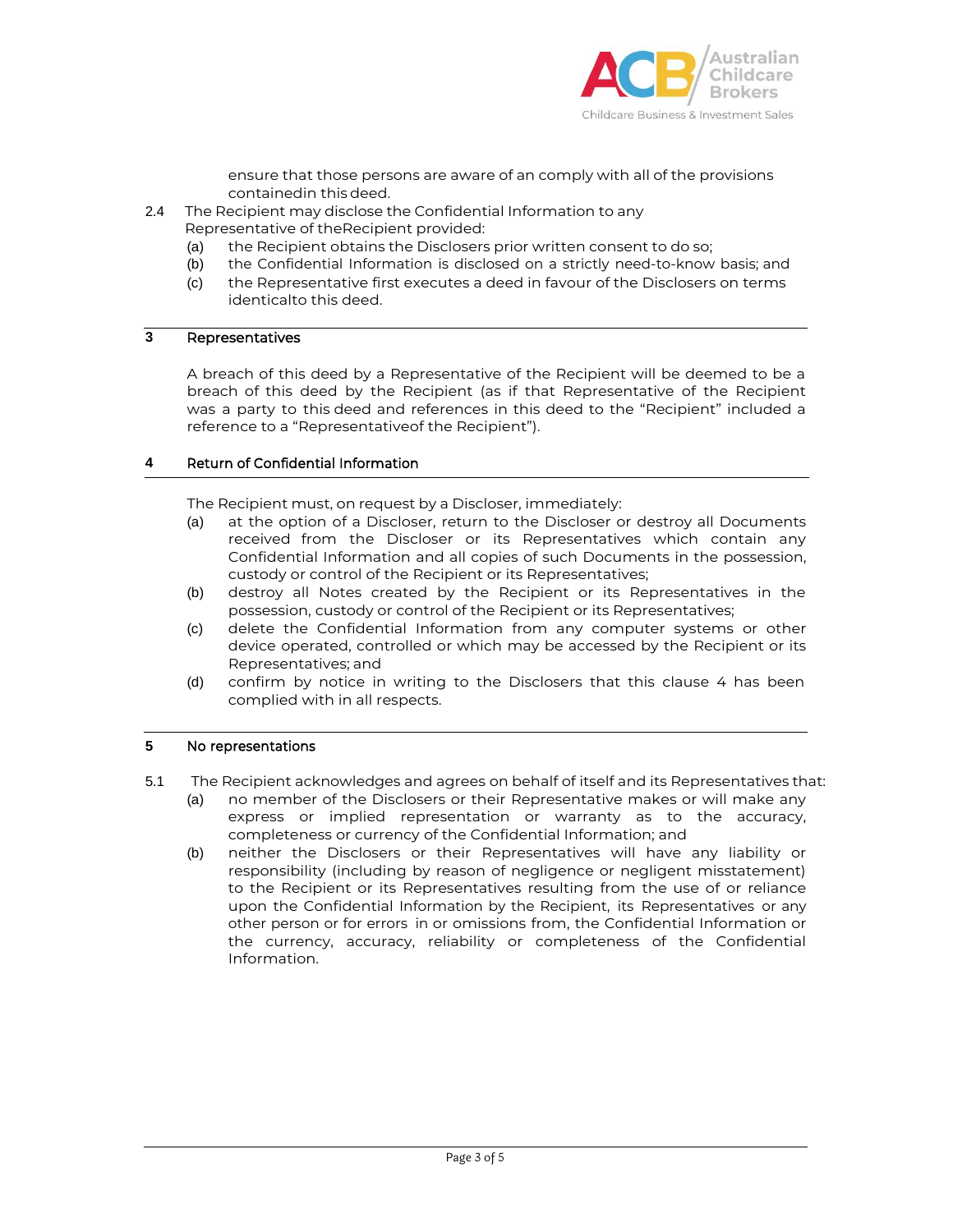ensure that those persons are aware of an comply with all of the provisions containedin this deed.

2.4 The Recipient may disclose the Confidential Information to any Representative of theRecipient provided:

(a) the Recipient obtains the Disclosers prior written consent to do so;

(b) the Confidential Information is disclosed on a strictly need-to-know basis; and

(c) the Representative first executes a deed in favour of the Disclosers on terms identicalto this deed.

## 3 Representatives

A breach of this deed by a Representative of the Recipient will be deemed to be a breach of this deed by the Recipient (as if that Representative of the Recipient was a party to this deed and references in this deed to the "Recipient" included a reference to a "Representativeof the Recipient").

## 4 Return of Confidential Information

The Recipient must, on request by a Discloser, immediately:

(a) at the option of a Discloser, return to the Discloser or destroy all Documents received from the Discloser or its Representatives which contain any Confidential Information and all copies of such Documents in the possession, custody or control of the Recipient or its Representatives;

(b) destroy all Notes created by the Recipient or its Representatives in the possession, custody or control of the Recipient or its Representatives;

(c) delete the Confidential Information from any computer systems or other device operated, controlled or which may be accessed by the Recipient or its Representatives; and

(d) confirm by notice in writing to the Disclosers that this clause 4 has been complied with in all respects.

## 5 No representations

5.1 The Recipient acknowledges and agrees on behalf of itself and its Representatives that:

(a) no member of the Disclosers or their Representative makes or will make any express or implied representation or warranty as to the accuracy, completeness or currency of the Confidential Information; and

(b) neither the Disclosers or their Representatives will have any liability or responsibility (including by reason of negligence or negligent misstatement) to the Recipient or its Representatives resulting from the use of or reliance upon the Confidential Information by the Recipient, its Representatives or any other person or for errors in or omissions from, the Confidential Information or the currency, accuracy, reliability or completeness of the Confidential Information.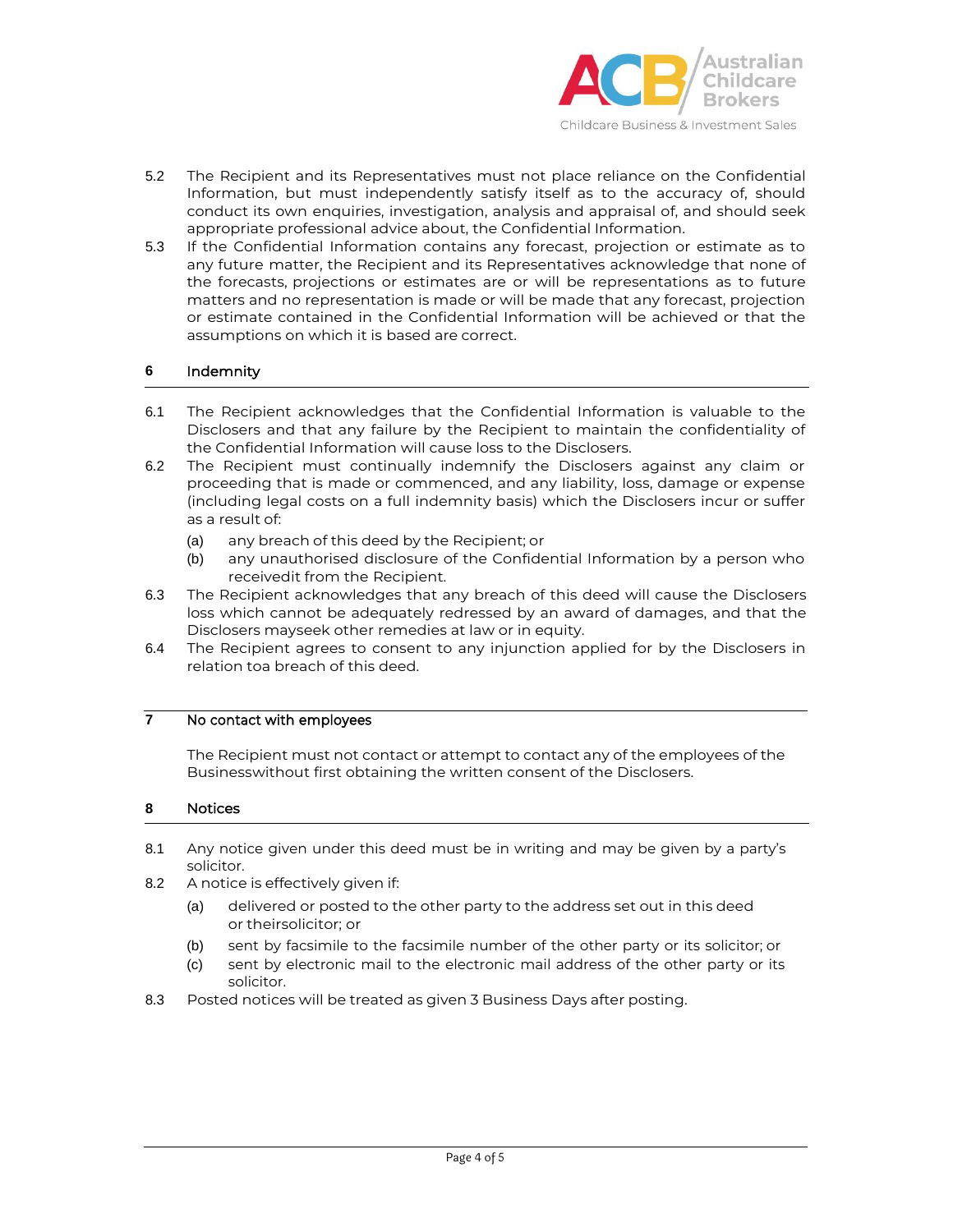5.2 The Recipient and its Representatives must not place reliance on the Confidential Information, but must independently satisfy itself as to the accuracy of, should conduct its own enquiries, investigation, analysis and appraisal of, and should seek appropriate professional advice about, the Confidential Information.

5.3 If the Confidential Information contains any forecast, projection or estimate as to any future matter, the Recipient and its Representatives acknowledge that none of the forecasts, projections or estimates are or will be representations as to future matters and no representation is made or will be made that any forecast, projection or estimate contained in the Confidential Information will be achieved or that the assumptions on which it is based are correct.

## 6 Indemnity

6.1 The Recipient acknowledges that the Confidential Information is valuable to the Disclosers and that any failure by the Recipient to maintain the confidentiality of the Confidential Information will cause loss to the Disclosers.

6.2 The Recipient must continually indemnify the Disclosers against any claim or proceeding that is made or commenced, and any liability, loss, damage or expense (including legal costs on a full indemnity basis) which the Disclosers incur or suffer as a result of:

- (a) any breach of this deed by the Recipient; or
- (b) any unauthorised disclosure of the Confidential Information by a person who receivedit from the Recipient.

6.3 The Recipient acknowledges that any breach of this deed will cause the Disclosers loss which cannot be adequately redressed by an award of damages, and that the Disclosers mayseek other remedies at law or in equity.

6.4 The Recipient agrees to consent to any injunction applied for by the Disclosers in relation toa breach of this deed.

## 7 No contact with employees

The Recipient must not contact or attempt to contact any of the employees of the Businesswithout first obtaining the written consent of the Disclosers.

## 8 Notices

8.1 Any notice given under this deed must be in writing and may be given by a party's solicitor.

8.2 A notice is effectively given if:

- (a) delivered or posted to the other party to the address set out in this deed or theirsolicitor; or
- (b) sent by facsimile to the facsimile number of the other party or its solicitor; or
- (c) sent by electronic mail to the electronic mail address of the other party or its solicitor.

8.3 Posted notices will be treated as given 3 Business Days after posting.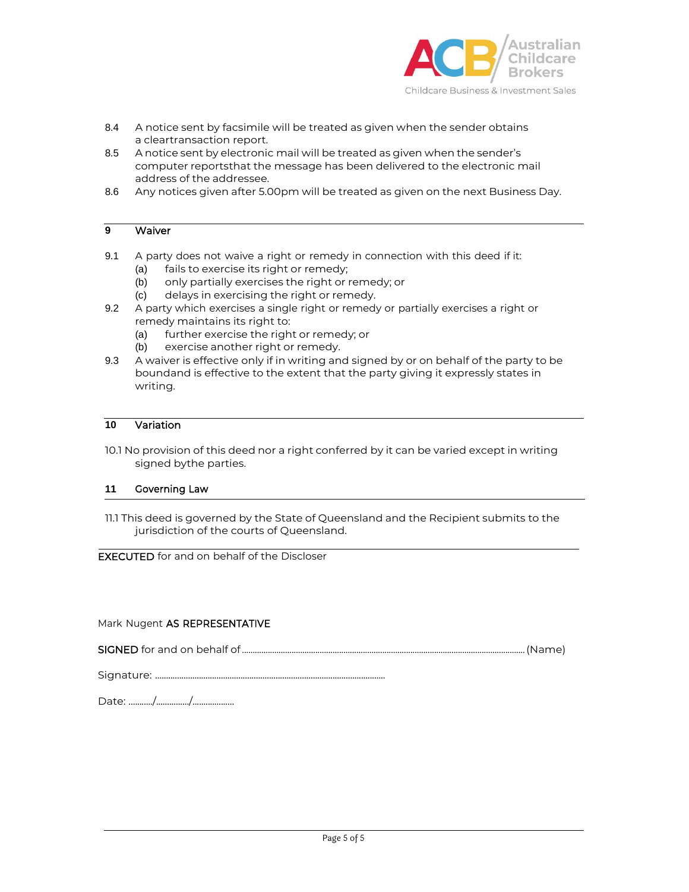8.4 A notice sent by facsimile will be treated as given when the sender obtains a cleartransaction report.

8.5 A notice sent by electronic mail will be treated as given when the sender's computer reportsthat the message has been delivered to the electronic mail address of the addressee.

8.6 Any notices given after 5.00pm will be treated as given on the next Business Day.

## 9 Waiver

9.1 A party does not waive a right or remedy in connection with this deed if it:
   - (a) fails to exercise its right or remedy;
   - (b) only partially exercises the right or remedy; or
   - (c) delays in exercising the right or remedy.

9.2 A party which exercises a single right or remedy or partially exercises a right or remedy maintains its right to:
   - (a) further exercise the right or remedy; or
   - (b) exercise another right or remedy.

9.3 A waiver is effective only if in writing and signed by or on behalf of the party to be boundand is effective to the extent that the party giving it expressly states in writing.

## 10 Variation

10.1 No provision of this deed nor a right conferred by it can be varied except in writing signed bythe parties.

## 11 Governing Law

11.1 This deed is governed by the State of Queensland and the Recipient submits to the jurisdiction of the courts of Queensland.

**EXECUTED** for and on behalf of the Discloser

Mark Nugent **AS REPRESENTATIVE**

**SIGNED** for and on behalf of ................................................................................ (Name)

Signature: ..............................................................................................

Date: .........../.............../..................